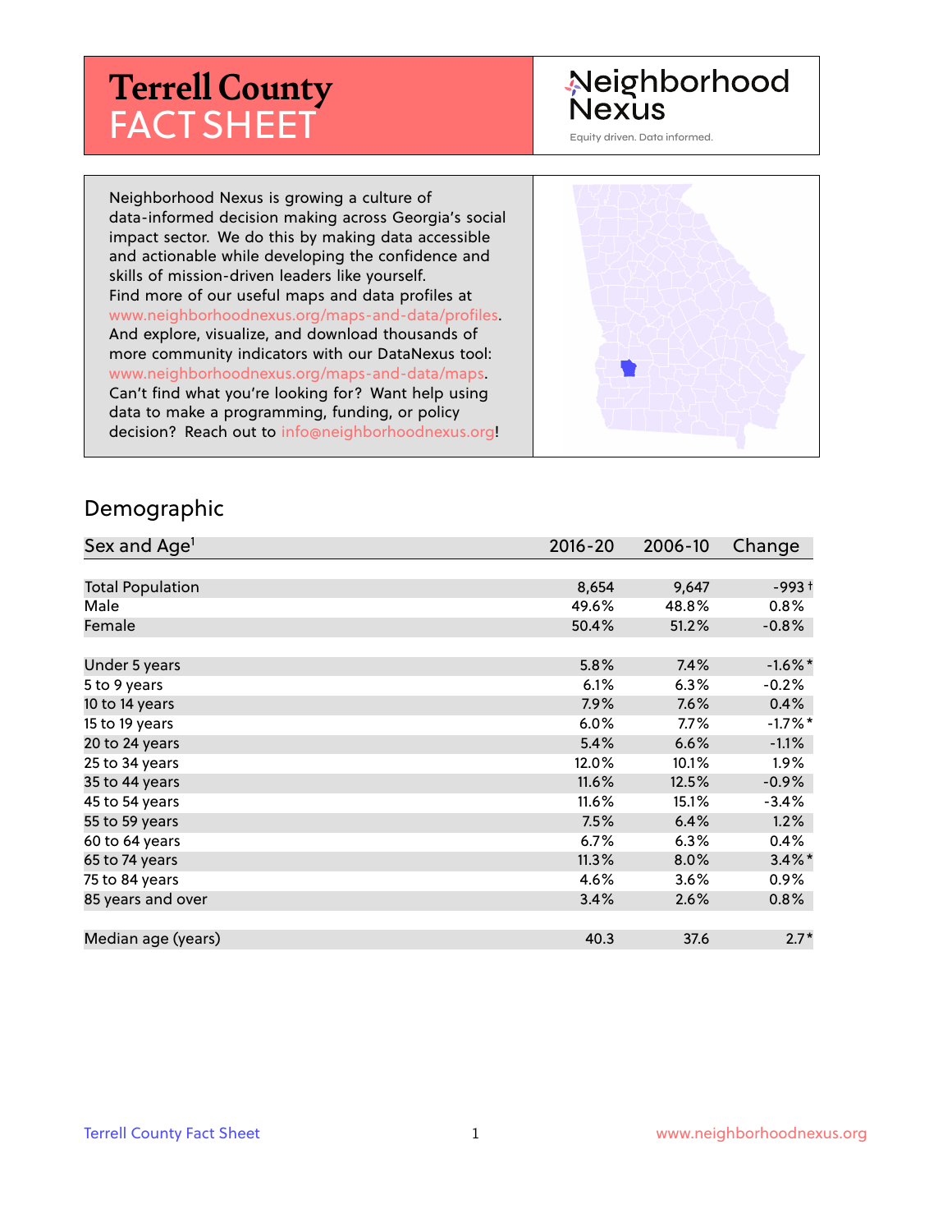# Terrell County FACT SHEET

Neighborhood Nexus

Equity driven. Data informed.

Neighborhood Nexus is growing a culture of data-informed decision making across Georgia's social impact sector. We do this by making data accessible and actionable while developing the confidence and skills of mission-driven leaders like yourself. Find more of our useful maps and data profiles at www.neighborhoodnexus.org/maps-and-data/profiles. And explore, visualize, and download thousands of more community indicators with our DataNexus tool: www.neighborhoodnexus.org/maps-and-data/maps. Can't find what you're looking for? Want help using data to make a programming, funding, or policy decision? Reach out to info@neighborhoodnexus.org!

## Demographic

| Sex and Age[1] | 2016-20 | 2006-10 | Change |
|---|---|---|---|
| Total Population | 8,654 | 9,647 | -993 † |
| Male | 49.6% | 48.8% | 0.8% |
| Female | 50.4% | 51.2% | -0.8% |
| | | | |
| Under 5 years | 5.8% | 7.4% | -1.6%* |
| 5 to 9 years | 6.1% | 6.3% | -0.2% |
| 10 to 14 years | 7.9% | 7.6% | 0.4% |
| 15 to 19 years | 6.0% | 7.7% | -1.7%* |
| 20 to 24 years | 5.4% | 6.6% | -1.1% |
| 25 to 34 years | 12.0% | 10.1% | 1.9% |
| 35 to 44 years | 11.6% | 12.5% | -0.9% |
| 45 to 54 years | 11.6% | 15.1% | -3.4% |
| 55 to 59 years | 7.5% | 6.4% | 1.2% |
| 60 to 64 years | 6.7% | 6.3% | 0.4% |
| 65 to 74 years | 11.3% | 8.0% | 3.4%* |
| 75 to 84 years | 4.6% | 3.6% | 0.9% |
| 85 years and over | 3.4% | 2.6% | 0.8% |
| | | | |
| Median age (years) | 40.3 | 37.6 | 2.7* |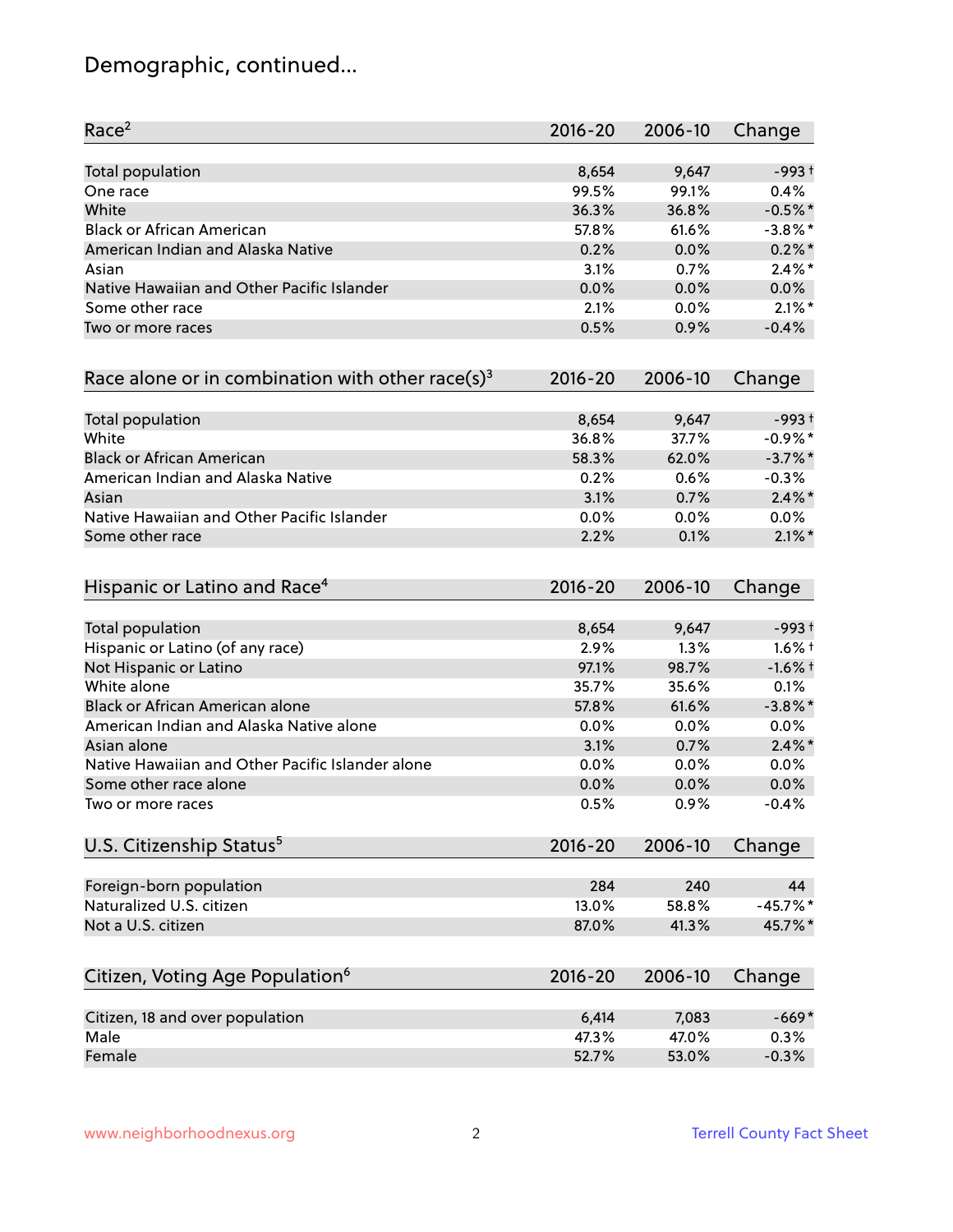# Demographic, continued...

| Race[2] | 2016-20 | 2006-10 | Change |
|---|---|---|---|
| Total population | 8,654 | 9,647 | -993 † |
| One race | 99.5% | 99.1% | 0.4% |
| White | 36.3% | 36.8% | -0.5% * |
| Black or African American | 57.8% | 61.6% | -3.8% * |
| American Indian and Alaska Native | 0.2% | 0.0% | 0.2% * |
| Asian | 3.1% | 0.7% | 2.4% * |
| Native Hawaiian and Other Pacific Islander | 0.0% | 0.0% | 0.0% |
| Some other race | 2.1% | 0.0% | 2.1% * |
| Two or more races | 0.5% | 0.9% | -0.4% |

| Race alone or in combination with other race(s)[3] | 2016-20 | 2006-10 | Change |
|---|---|---|---|
| Total population | 8,654 | 9,647 | -993 † |
| White | 36.8% | 37.7% | -0.9% * |
| Black or African American | 58.3% | 62.0% | -3.7% * |
| American Indian and Alaska Native | 0.2% | 0.6% | -0.3% |
| Asian | 3.1% | 0.7% | 2.4% * |
| Native Hawaiian and Other Pacific Islander | 0.0% | 0.0% | 0.0% |
| Some other race | 2.2% | 0.1% | 2.1% * |

| Hispanic or Latino and Race[4] | 2016-20 | 2006-10 | Change |
|---|---|---|---|
| Total population | 8,654 | 9,647 | -993 † |
| Hispanic or Latino (of any race) | 2.9% | 1.3% | 1.6% † |
| Not Hispanic or Latino | 97.1% | 98.7% | -1.6% † |
| White alone | 35.7% | 35.6% | 0.1% |
| Black or African American alone | 57.8% | 61.6% | -3.8% * |
| American Indian and Alaska Native alone | 0.0% | 0.0% | 0.0% |
| Asian alone | 3.1% | 0.7% | 2.4% * |
| Native Hawaiian and Other Pacific Islander alone | 0.0% | 0.0% | 0.0% |
| Some other race alone | 0.0% | 0.0% | 0.0% |
| Two or more races | 0.5% | 0.9% | -0.4% |

| U.S. Citizenship Status[5] | 2016-20 | 2006-10 | Change |
|---|---|---|---|
| Foreign-born population | 284 | 240 | 44 |
| Naturalized U.S. citizen | 13.0% | 58.8% | -45.7% * |
| Not a U.S. citizen | 87.0% | 41.3% | 45.7% * |

| Citizen, Voting Age Population[6] | 2016-20 | 2006-10 | Change |
|---|---|---|---|
| Citizen, 18 and over population | 6,414 | 7,083 | -669 * |
| Male | 47.3% | 47.0% | 0.3% |
| Female | 52.7% | 53.0% | -0.3% |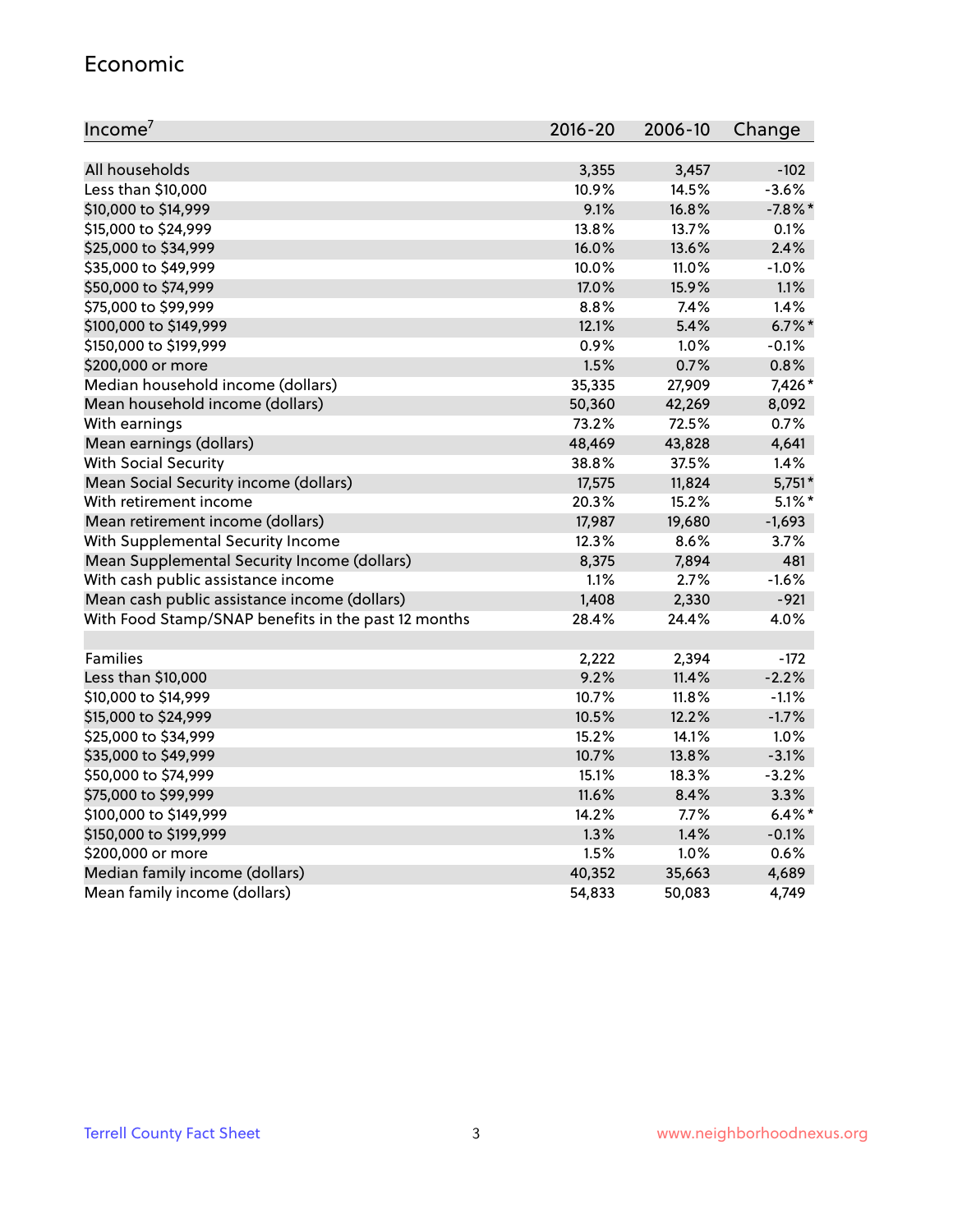## Economic

| Income[7] | 2016-20 | 2006-10 | Change |
|---|---|---|---|
| All households | 3,355 | 3,457 | -102 |
| Less than $10,000 | 10.9% | 14.5% | -3.6% |
| $10,000 to $14,999 | 9.1% | 16.8% | -7.8%* |
| $15,000 to $24,999 | 13.8% | 13.7% | 0.1% |
| $25,000 to $34,999 | 16.0% | 13.6% | 2.4% |
| $35,000 to $49,999 | 10.0% | 11.0% | -1.0% |
| $50,000 to $74,999 | 17.0% | 15.9% | 1.1% |
| $75,000 to $99,999 | 8.8% | 7.4% | 1.4% |
| $100,000 to $149,999 | 12.1% | 5.4% | 6.7%* |
| $150,000 to $199,999 | 0.9% | 1.0% | -0.1% |
| $200,000 or more | 1.5% | 0.7% | 0.8% |
| Median household income (dollars) | 35,335 | 27,909 | 7,426* |
| Mean household income (dollars) | 50,360 | 42,269 | 8,092 |
| With earnings | 73.2% | 72.5% | 0.7% |
| Mean earnings (dollars) | 48,469 | 43,828 | 4,641 |
| With Social Security | 38.8% | 37.5% | 1.4% |
| Mean Social Security income (dollars) | 17,575 | 11,824 | 5,751* |
| With retirement income | 20.3% | 15.2% | 5.1%* |
| Mean retirement income (dollars) | 17,987 | 19,680 | -1,693 |
| With Supplemental Security Income | 12.3% | 8.6% | 3.7% |
| Mean Supplemental Security Income (dollars) | 8,375 | 7,894 | 481 |
| With cash public assistance income | 1.1% | 2.7% | -1.6% |
| Mean cash public assistance income (dollars) | 1,408 | 2,330 | -921 |
| With Food Stamp/SNAP benefits in the past 12 months | 28.4% | 24.4% | 4.0% |
| | | | |
| Families | 2,222 | 2,394 | -172 |
| Less than $10,000 | 9.2% | 11.4% | -2.2% |
| $10,000 to $14,999 | 10.7% | 11.8% | -1.1% |
| $15,000 to $24,999 | 10.5% | 12.2% | -1.7% |
| $25,000 to $34,999 | 15.2% | 14.1% | 1.0% |
| $35,000 to $49,999 | 10.7% | 13.8% | -3.1% |
| $50,000 to $74,999 | 15.1% | 18.3% | -3.2% |
| $75,000 to $99,999 | 11.6% | 8.4% | 3.3% |
| $100,000 to $149,999 | 14.2% | 7.7% | 6.4%* |
| $150,000 to $199,999 | 1.3% | 1.4% | -0.1% |
| $200,000 or more | 1.5% | 1.0% | 0.6% |
| Median family income (dollars) | 40,352 | 35,663 | 4,689 |
| Mean family income (dollars) | 54,833 | 50,083 | 4,749 |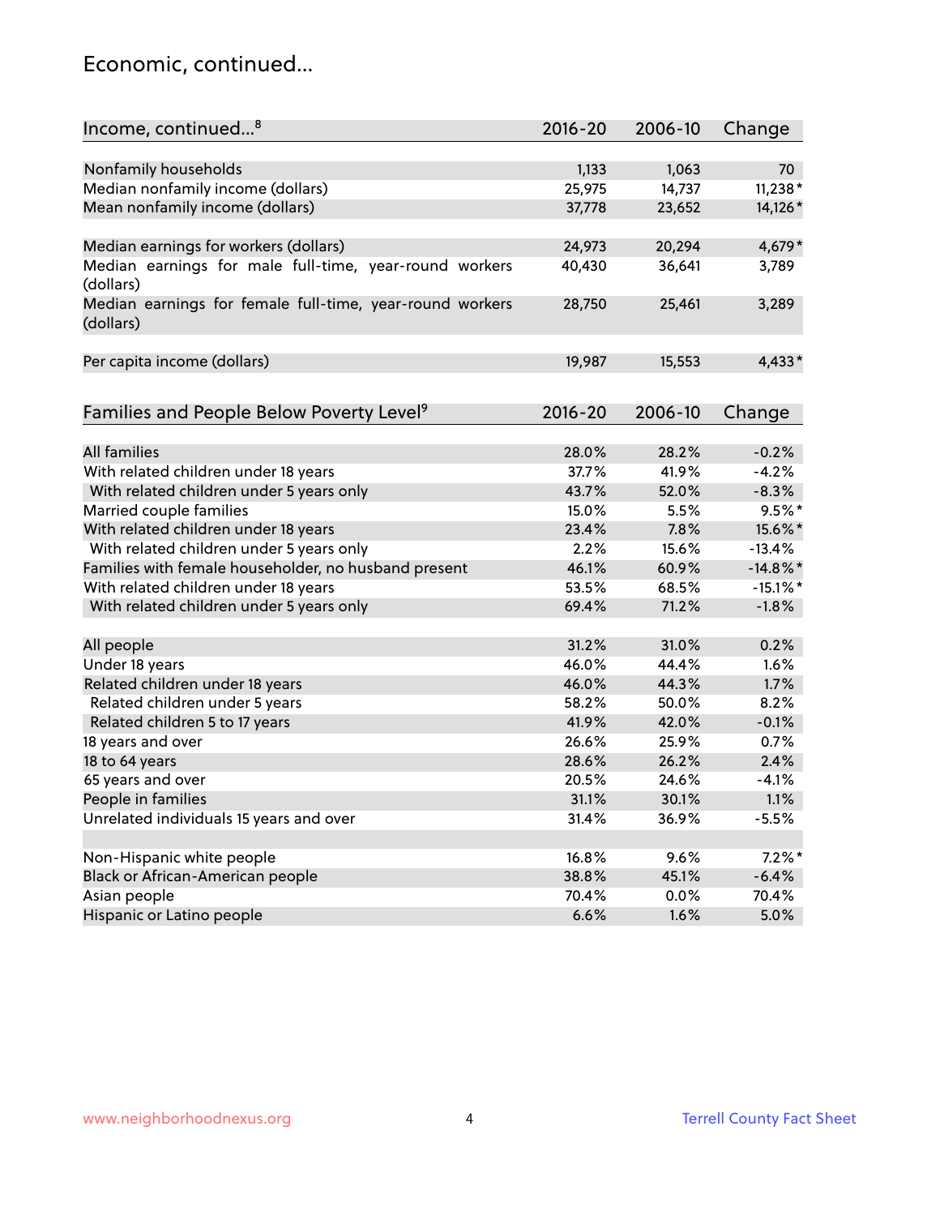# Economic, continued...

| Income, continued...[8] | 2016-20 | 2006-10 | Change |
|---|---|---|---|
| Nonfamily households | 1,133 | 1,063 | 70 |
| Median nonfamily income (dollars) | 25,975 | 14,737 | 11,238* |
| Mean nonfamily income (dollars) | 37,778 | 23,652 | 14,126* |
| Median earnings for workers (dollars) | 24,973 | 20,294 | 4,679* |
| Median earnings for male full-time, year-round workers (dollars) | 40,430 | 36,641 | 3,789 |
| Median earnings for female full-time, year-round workers (dollars) | 28,750 | 25,461 | 3,289 |
| Per capita income (dollars) | 19,987 | 15,553 | 4,433* |

| Families and People Below Poverty Level[9] | 2016-20 | 2006-10 | Change |
|---|---|---|---|
| All families | 28.0% | 28.2% | -0.2% |
| With related children under 18 years | 37.7% | 41.9% | -4.2% |
| With related children under 5 years only | 43.7% | 52.0% | -8.3% |
| Married couple families | 15.0% | 5.5% | 9.5%* |
| With related children under 18 years | 23.4% | 7.8% | 15.6%* |
| With related children under 5 years only | 2.2% | 15.6% | -13.4% |
| Families with female householder, no husband present | 46.1% | 60.9% | -14.8%* |
| With related children under 18 years | 53.5% | 68.5% | -15.1%* |
| With related children under 5 years only | 69.4% | 71.2% | -1.8% |
| All people | 31.2% | 31.0% | 0.2% |
| Under 18 years | 46.0% | 44.4% | 1.6% |
| Related children under 18 years | 46.0% | 44.3% | 1.7% |
| Related children under 5 years | 58.2% | 50.0% | 8.2% |
| Related children 5 to 17 years | 41.9% | 42.0% | -0.1% |
| 18 years and over | 26.6% | 25.9% | 0.7% |
| 18 to 64 years | 28.6% | 26.2% | 2.4% |
| 65 years and over | 20.5% | 24.6% | -4.1% |
| People in families | 31.1% | 30.1% | 1.1% |
| Unrelated individuals 15 years and over | 31.4% | 36.9% | -5.5% |
| Non-Hispanic white people | 16.8% | 9.6% | 7.2%* |
| Black or African-American people | 38.8% | 45.1% | -6.4% |
| Asian people | 70.4% | 0.0% | 70.4% |
| Hispanic or Latino people | 6.6% | 1.6% | 5.0% |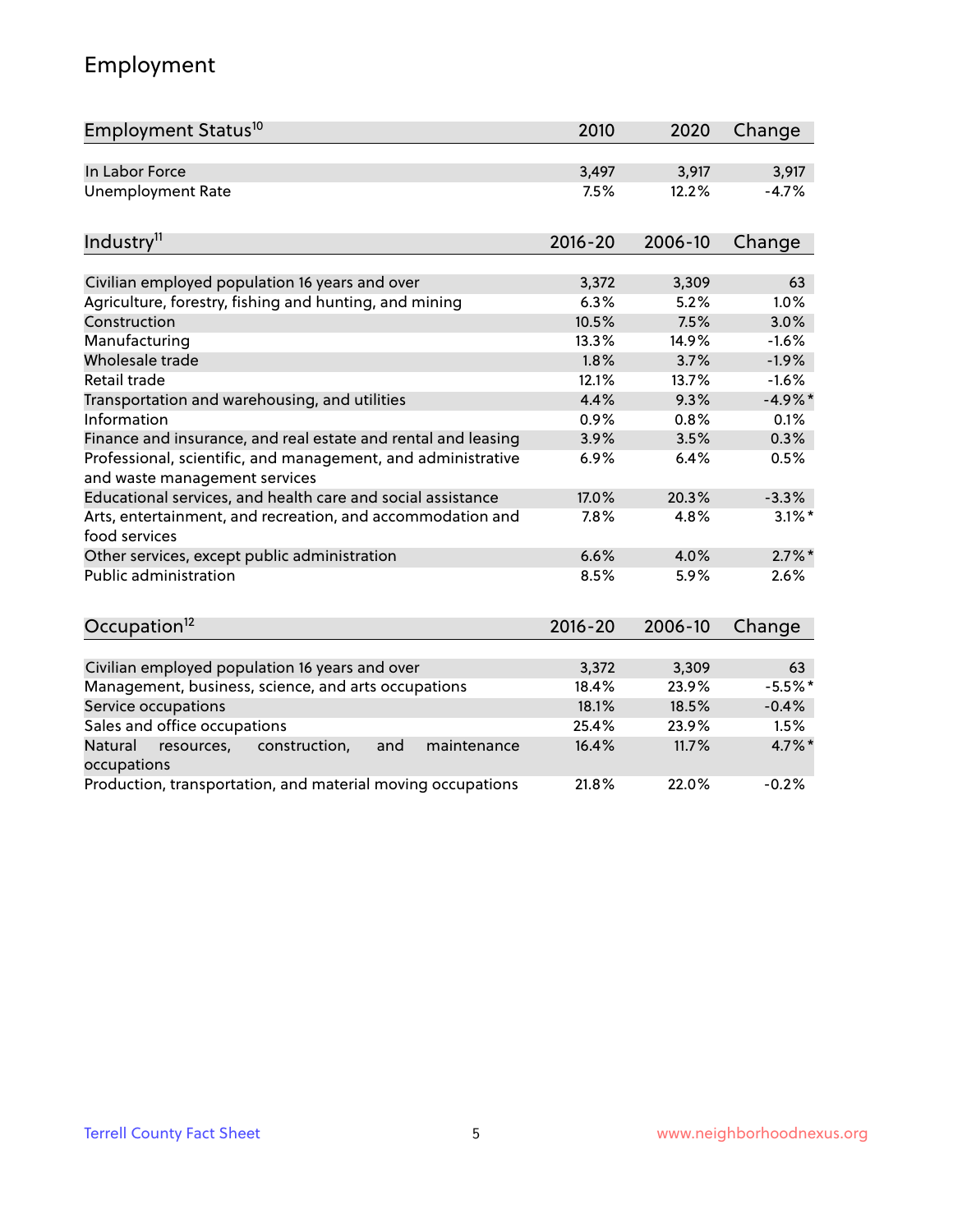# Employment

| Employment Status[10] | 2010 | 2020 | Change |
|---|---|---|---|
| In Labor Force | 3,497 | 3,917 | 3,917 |
| Unemployment Rate | 7.5% | 12.2% | -4.7% |

| Industry[11] | 2016-20 | 2006-10 | Change |
|---|---|---|---|
| Civilian employed population 16 years and over | 3,372 | 3,309 | 63 |
| Agriculture, forestry, fishing and hunting, and mining | 6.3% | 5.2% | 1.0% |
| Construction | 10.5% | 7.5% | 3.0% |
| Manufacturing | 13.3% | 14.9% | -1.6% |
| Wholesale trade | 1.8% | 3.7% | -1.9% |
| Retail trade | 12.1% | 13.7% | -1.6% |
| Transportation and warehousing, and utilities | 4.4% | 9.3% | -4.9%* |
| Information | 0.9% | 0.8% | 0.1% |
| Finance and insurance, and real estate and rental and leasing | 3.9% | 3.5% | 0.3% |
| Professional, scientific, and management, and administrative and waste management services | 6.9% | 6.4% | 0.5% |
| Educational services, and health care and social assistance | 17.0% | 20.3% | -3.3% |
| Arts, entertainment, and recreation, and accommodation and food services | 7.8% | 4.8% | 3.1%* |
| Other services, except public administration | 6.6% | 4.0% | 2.7%* |
| Public administration | 8.5% | 5.9% | 2.6% |

| Occupation[12] | 2016-20 | 2006-10 | Change |
|---|---|---|---|
| Civilian employed population 16 years and over | 3,372 | 3,309 | 63 |
| Management, business, science, and arts occupations | 18.4% | 23.9% | -5.5%* |
| Service occupations | 18.1% | 18.5% | -0.4% |
| Sales and office occupations | 25.4% | 23.9% | 1.5% |
| Natural resources, construction, and maintenance occupations | 16.4% | 11.7% | 4.7%* |
| Production, transportation, and material moving occupations | 21.8% | 22.0% | -0.2% |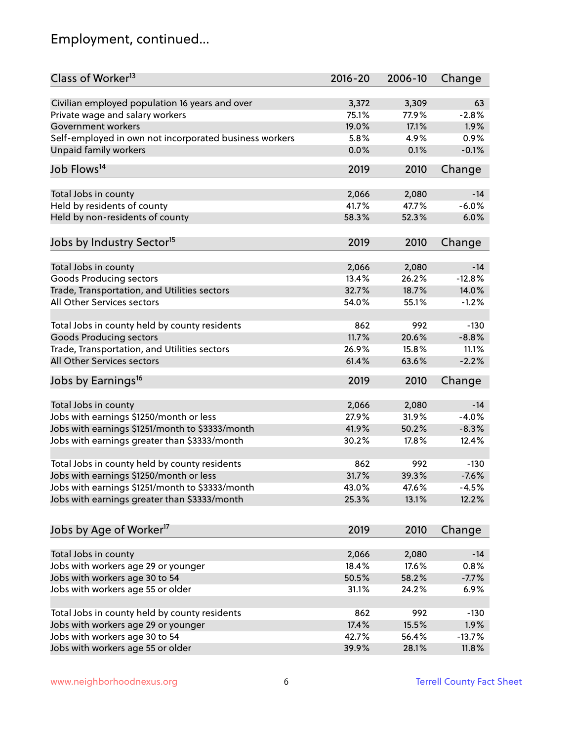# Employment, continued...

| Class of Worker[13] | 2016-20 | 2006-10 | Change |
|---|---|---|---|
| Civilian employed population 16 years and over | 3,372 | 3,309 | 63 |
| Private wage and salary workers | 75.1% | 77.9% | -2.8% |
| Government workers | 19.0% | 17.1% | 1.9% |
| Self-employed in own not incorporated business workers | 5.8% | 4.9% | 0.9% |
| Unpaid family workers | 0.0% | 0.1% | -0.1% |

| Job Flows[14] | 2019 | 2010 | Change |
|---|---|---|---|
| Total Jobs in county | 2,066 | 2,080 | -14 |
| Held by residents of county | 41.7% | 47.7% | -6.0% |
| Held by non-residents of county | 58.3% | 52.3% | 6.0% |

| Jobs by Industry Sector[15] | 2019 | 2010 | Change |
|---|---|---|---|
| Total Jobs in county | 2,066 | 2,080 | -14 |
| Goods Producing sectors | 13.4% | 26.2% | -12.8% |
| Trade, Transportation, and Utilities sectors | 32.7% | 18.7% | 14.0% |
| All Other Services sectors | 54.0% | 55.1% | -1.2% |
| | | | |
| Total Jobs in county held by county residents | 862 | 992 | -130 |
| Goods Producing sectors | 11.7% | 20.6% | -8.8% |
| Trade, Transportation, and Utilities sectors | 26.9% | 15.8% | 11.1% |
| All Other Services sectors | 61.4% | 63.6% | -2.2% |

| Jobs by Earnings[16] | 2019 | 2010 | Change |
|---|---|---|---|
| Total Jobs in county | 2,066 | 2,080 | -14 |
| Jobs with earnings $1250/month or less | 27.9% | 31.9% | -4.0% |
| Jobs with earnings $1251/month to $3333/month | 41.9% | 50.2% | -8.3% |
| Jobs with earnings greater than $3333/month | 30.2% | 17.8% | 12.4% |
| | | | |
| Total Jobs in county held by county residents | 862 | 992 | -130 |
| Jobs with earnings $1250/month or less | 31.7% | 39.3% | -7.6% |
| Jobs with earnings $1251/month to $3333/month | 43.0% | 47.6% | -4.5% |
| Jobs with earnings greater than $3333/month | 25.3% | 13.1% | 12.2% |

| Jobs by Age of Worker[17] | 2019 | 2010 | Change |
|---|---|---|---|
| Total Jobs in county | 2,066 | 2,080 | -14 |
| Jobs with workers age 29 or younger | 18.4% | 17.6% | 0.8% |
| Jobs with workers age 30 to 54 | 50.5% | 58.2% | -7.7% |
| Jobs with workers age 55 or older | 31.1% | 24.2% | 6.9% |
| | | | |
| Total Jobs in county held by county residents | 862 | 992 | -130 |
| Jobs with workers age 29 or younger | 17.4% | 15.5% | 1.9% |
| Jobs with workers age 30 to 54 | 42.7% | 56.4% | -13.7% |
| Jobs with workers age 55 or older | 39.9% | 28.1% | 11.8% |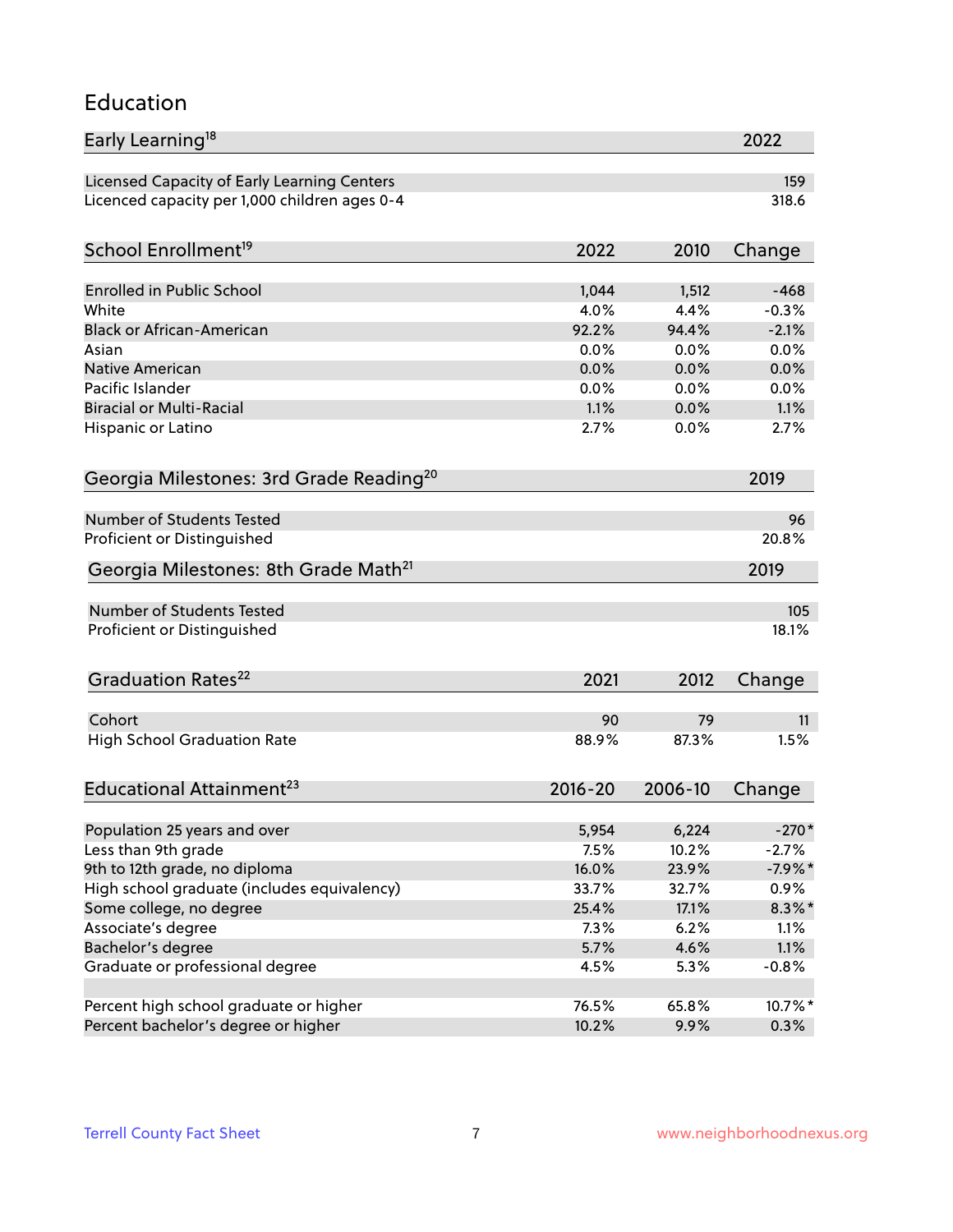# Education

| Early Learning[18] | 2022 |
|---|---|
| Licensed Capacity of Early Learning Centers | 159 |
| Licenced capacity per 1,000 children ages 0-4 | 318.6 |

| School Enrollment[19] | 2022 | 2010 | Change |
|---|---|---|---|
| Enrolled in Public School | 1,044 | 1,512 | -468 |
| White | 4.0% | 4.4% | -0.3% |
| Black or African-American | 92.2% | 94.4% | -2.1% |
| Asian | 0.0% | 0.0% | 0.0% |
| Native American | 0.0% | 0.0% | 0.0% |
| Pacific Islander | 0.0% | 0.0% | 0.0% |
| Biracial or Multi-Racial | 1.1% | 0.0% | 1.1% |
| Hispanic or Latino | 2.7% | 0.0% | 2.7% |

| Georgia Milestones: 3rd Grade Reading[20] | 2019 |
|---|---|
| Number of Students Tested | 96 |
| Proficient or Distinguished | 20.8% |

| Georgia Milestones: 8th Grade Math[21] | 2019 |
|---|---|
| Number of Students Tested | 105 |
| Proficient or Distinguished | 18.1% |

| Graduation Rates[22] | 2021 | 2012 | Change |
|---|---|---|---|
| Cohort | 90 | 79 | 11 |
| High School Graduation Rate | 88.9% | 87.3% | 1.5% |

| Educational Attainment[23] | 2016-20 | 2006-10 | Change |
|---|---|---|---|
| Population 25 years and over | 5,954 | 6,224 | -270* |
| Less than 9th grade | 7.5% | 10.2% | -2.7% |
| 9th to 12th grade, no diploma | 16.0% | 23.9% | -7.9%* |
| High school graduate (includes equivalency) | 33.7% | 32.7% | 0.9% |
| Some college, no degree | 25.4% | 17.1% | 8.3%* |
| Associate's degree | 7.3% | 6.2% | 1.1% |
| Bachelor's degree | 5.7% | 4.6% | 1.1% |
| Graduate or professional degree | 4.5% | 5.3% | -0.8% |
| | | | |
| Percent high school graduate or higher | 76.5% | 65.8% | 10.7%* |
| Percent bachelor's degree or higher | 10.2% | 9.9% | 0.3% |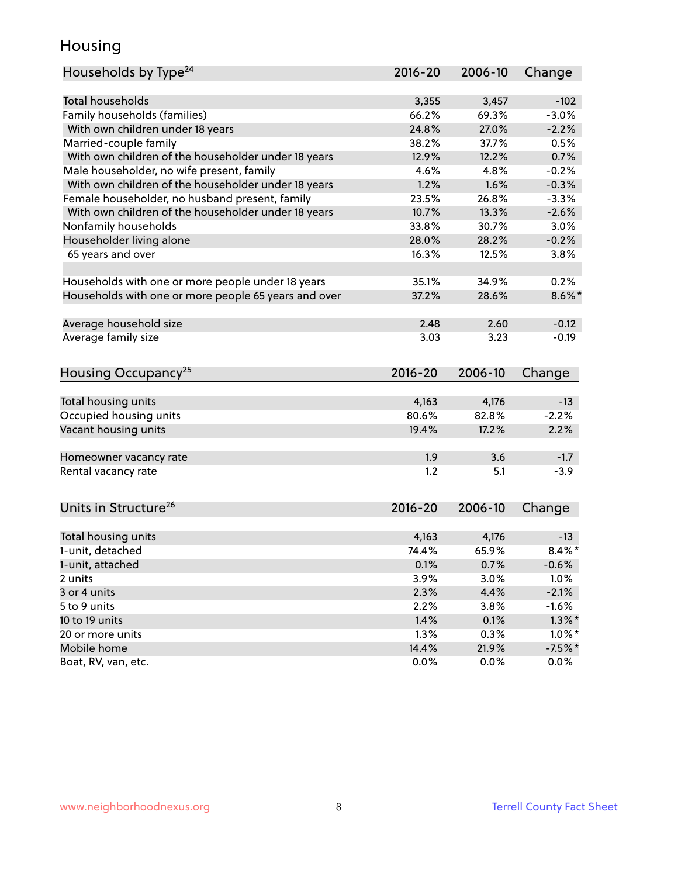# Housing

| Households by Type[24] | 2016-20 | 2006-10 | Change |
|---|---|---|---|
| Total households | 3,355 | 3,457 | -102 |
| Family households (families) | 66.2% | 69.3% | -3.0% |
| With own children under 18 years | 24.8% | 27.0% | -2.2% |
| Married-couple family | 38.2% | 37.7% | 0.5% |
| With own children of the householder under 18 years | 12.9% | 12.2% | 0.7% |
| Male householder, no wife present, family | 4.6% | 4.8% | -0.2% |
| With own children of the householder under 18 years | 1.2% | 1.6% | -0.3% |
| Female householder, no husband present, family | 23.5% | 26.8% | -3.3% |
| With own children of the householder under 18 years | 10.7% | 13.3% | -2.6% |
| Nonfamily households | 33.8% | 30.7% | 3.0% |
| Householder living alone | 28.0% | 28.2% | -0.2% |
| 65 years and over | 16.3% | 12.5% | 3.8% |
| | | | |
| Households with one or more people under 18 years | 35.1% | 34.9% | 0.2% |
| Households with one or more people 65 years and over | 37.2% | 28.6% | 8.6%* |
| | | | |
| Average household size | 2.48 | 2.60 | -0.12 |
| Average family size | 3.03 | 3.23 | -0.19 |

| Housing Occupancy[25] | 2016-20 | 2006-10 | Change |
|---|---|---|---|
| Total housing units | 4,163 | 4,176 | -13 |
| Occupied housing units | 80.6% | 82.8% | -2.2% |
| Vacant housing units | 19.4% | 17.2% | 2.2% |
| | | | |
| Homeowner vacancy rate | 1.9 | 3.6 | -1.7 |
| Rental vacancy rate | 1.2 | 5.1 | -3.9 |

| Units in Structure[26] | 2016-20 | 2006-10 | Change |
|---|---|---|---|
| Total housing units | 4,163 | 4,176 | -13 |
| 1-unit, detached | 74.4% | 65.9% | 8.4%* |
| 1-unit, attached | 0.1% | 0.7% | -0.6% |
| 2 units | 3.9% | 3.0% | 1.0% |
| 3 or 4 units | 2.3% | 4.4% | -2.1% |
| 5 to 9 units | 2.2% | 3.8% | -1.6% |
| 10 to 19 units | 1.4% | 0.1% | 1.3%* |
| 20 or more units | 1.3% | 0.3% | 1.0%* |
| Mobile home | 14.4% | 21.9% | -7.5%* |
| Boat, RV, van, etc. | 0.0% | 0.0% | 0.0% |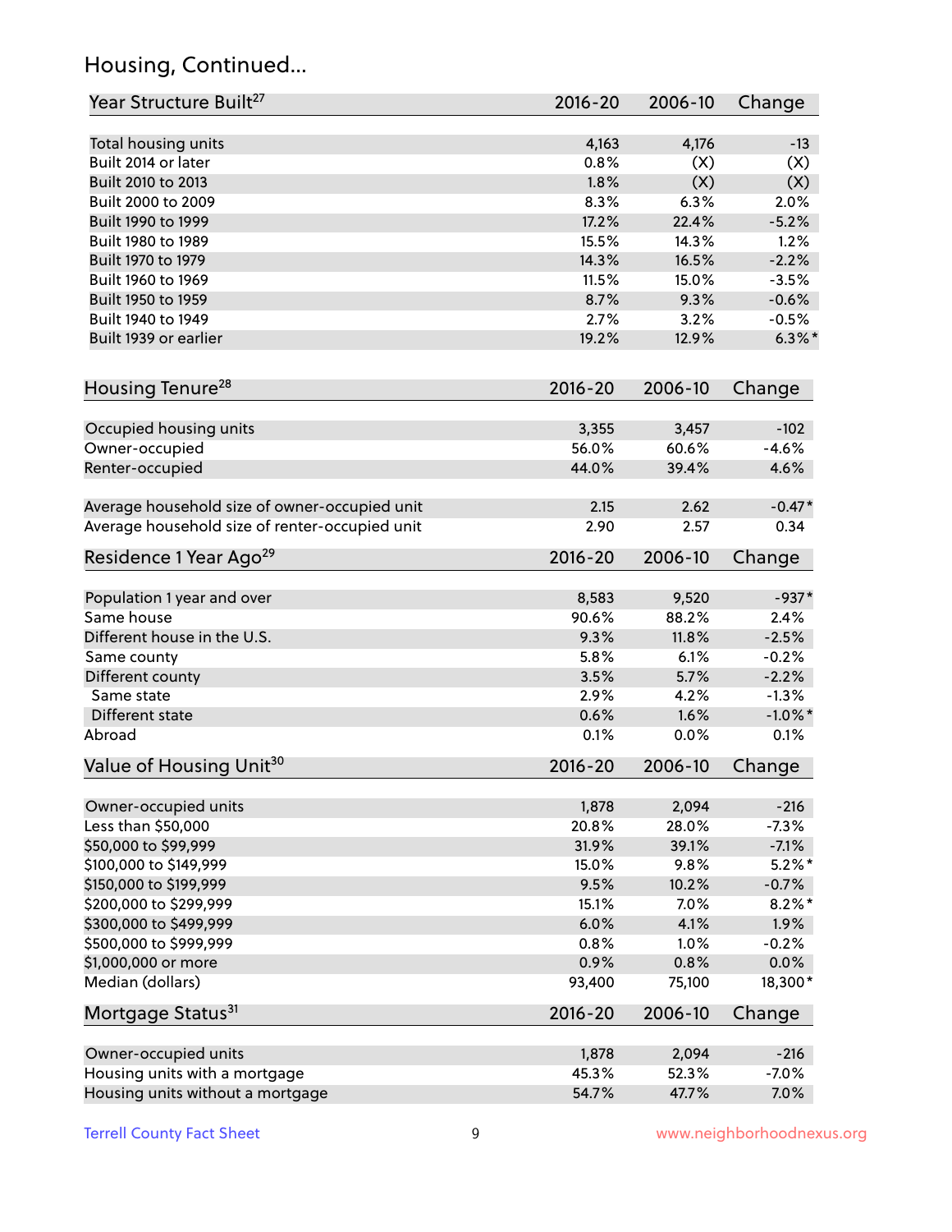## Housing, Continued...

| Year Structure Built[27] | 2016-20 | 2006-10 | Change |
|---|---|---|---|
| Total housing units | 4,163 | 4,176 | -13 |
| Built 2014 or later | 0.8% | (X) | (X) |
| Built 2010 to 2013 | 1.8% | (X) | (X) |
| Built 2000 to 2009 | 8.3% | 6.3% | 2.0% |
| Built 1990 to 1999 | 17.2% | 22.4% | -5.2% |
| Built 1980 to 1989 | 15.5% | 14.3% | 1.2% |
| Built 1970 to 1979 | 14.3% | 16.5% | -2.2% |
| Built 1960 to 1969 | 11.5% | 15.0% | -3.5% |
| Built 1950 to 1959 | 8.7% | 9.3% | -0.6% |
| Built 1940 to 1949 | 2.7% | 3.2% | -0.5% |
| Built 1939 or earlier | 19.2% | 12.9% | 6.3%* |

| Housing Tenure[28] | 2016-20 | 2006-10 | Change |
|---|---|---|---|
| Occupied housing units | 3,355 | 3,457 | -102 |
| Owner-occupied | 56.0% | 60.6% | -4.6% |
| Renter-occupied | 44.0% | 39.4% | 4.6% |
| Average household size of owner-occupied unit | 2.15 | 2.62 | -0.47* |
| Average household size of renter-occupied unit | 2.90 | 2.57 | 0.34 |

| Residence 1 Year Ago[29] | 2016-20 | 2006-10 | Change |
|---|---|---|---|
| Population 1 year and over | 8,583 | 9,520 | -937* |
| Same house | 90.6% | 88.2% | 2.4% |
| Different house in the U.S. | 9.3% | 11.8% | -2.5% |
| Same county | 5.8% | 6.1% | -0.2% |
| Different county | 3.5% | 5.7% | -2.2% |
| Same state | 2.9% | 4.2% | -1.3% |
| Different state | 0.6% | 1.6% | -1.0%* |
| Abroad | 0.1% | 0.0% | 0.1% |

| Value of Housing Unit[30] | 2016-20 | 2006-10 | Change |
|---|---|---|---|
| Owner-occupied units | 1,878 | 2,094 | -216 |
| Less than $50,000 | 20.8% | 28.0% | -7.3% |
| $50,000 to $99,999 | 31.9% | 39.1% | -7.1% |
| $100,000 to $149,999 | 15.0% | 9.8% | 5.2%* |
| $150,000 to $199,999 | 9.5% | 10.2% | -0.7% |
| $200,000 to $299,999 | 15.1% | 7.0% | 8.2%* |
| $300,000 to $499,999 | 6.0% | 4.1% | 1.9% |
| $500,000 to $999,999 | 0.8% | 1.0% | -0.2% |
| $1,000,000 or more | 0.9% | 0.8% | 0.0% |
| Median (dollars) | 93,400 | 75,100 | 18,300* |

| Mortgage Status[31] | 2016-20 | 2006-10 | Change |
|---|---|---|---|
| Owner-occupied units | 1,878 | 2,094 | -216 |
| Housing units with a mortgage | 45.3% | 52.3% | -7.0% |
| Housing units without a mortgage | 54.7% | 47.7% | 7.0% |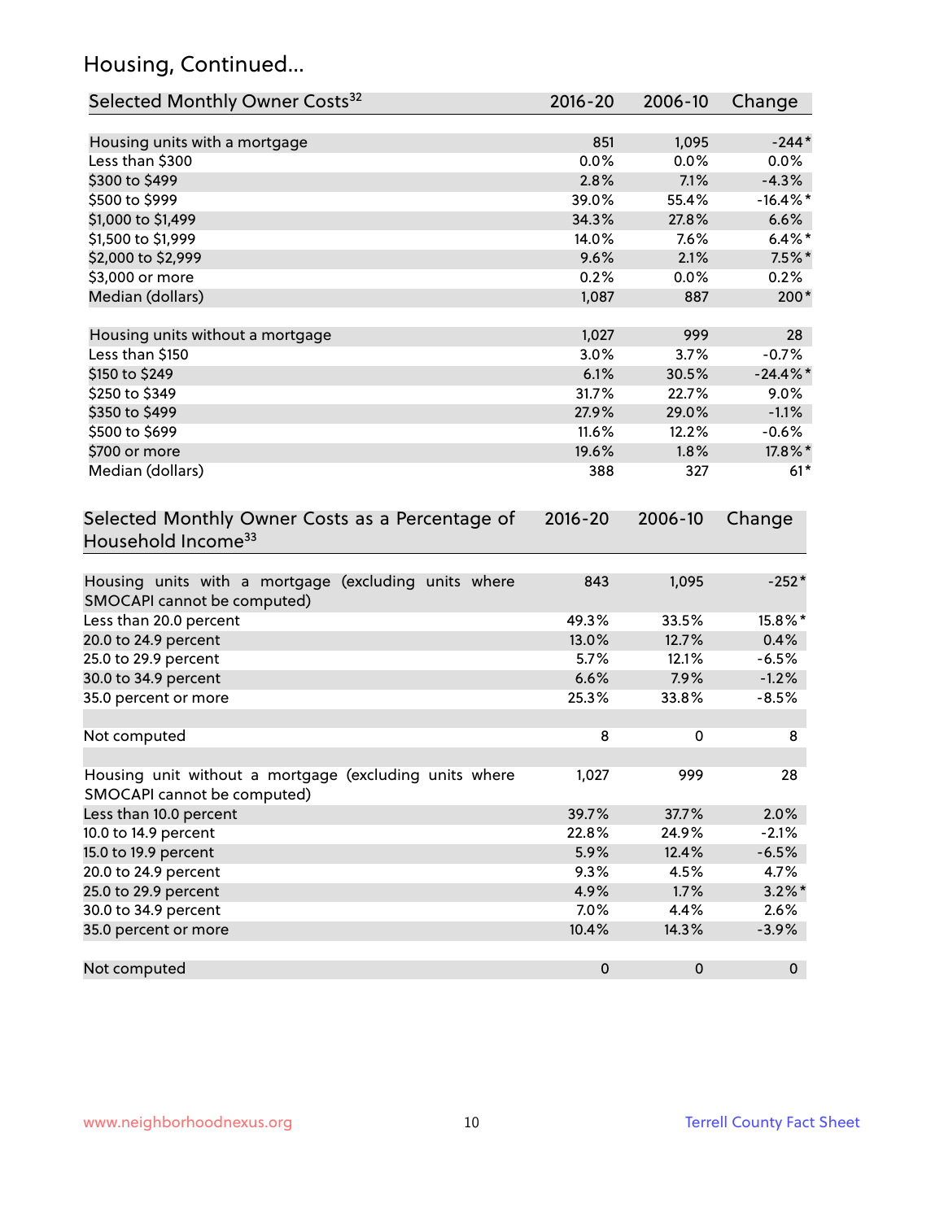## Housing, Continued...

| Selected Monthly Owner Costs[32] | 2016-20 | 2006-10 | Change |
|---|---|---|---|
| Housing units with a mortgage | 851 | 1,095 | -244* |
| Less than $300 | 0.0% | 0.0% | 0.0% |
| $300 to $499 | 2.8% | 7.1% | -4.3% |
| $500 to $999 | 39.0% | 55.4% | -16.4%* |
| $1,000 to $1,499 | 34.3% | 27.8% | 6.6% |
| $1,500 to $1,999 | 14.0% | 7.6% | 6.4%* |
| $2,000 to $2,999 | 9.6% | 2.1% | 7.5%* |
| $3,000 or more | 0.2% | 0.0% | 0.2% |
| Median (dollars) | 1,087 | 887 | 200* |
| | | | |
| Housing units without a mortgage | 1,027 | 999 | 28 |
| Less than $150 | 3.0% | 3.7% | -0.7% |
| $150 to $249 | 6.1% | 30.5% | -24.4%* |
| $250 to $349 | 31.7% | 22.7% | 9.0% |
| $350 to $499 | 27.9% | 29.0% | -1.1% |
| $500 to $699 | 11.6% | 12.2% | -0.6% |
| $700 or more | 19.6% | 1.8% | 17.8%* |
| Median (dollars) | 388 | 327 | 61* |

| Selected Monthly Owner Costs as a Percentage of Household Income[33] | 2016-20 | 2006-10 | Change |
|---|---|---|---|
| Housing units with a mortgage (excluding units where SMOCAPI cannot be computed) | 843 | 1,095 | -252* |
| Less than 20.0 percent | 49.3% | 33.5% | 15.8%* |
| 20.0 to 24.9 percent | 13.0% | 12.7% | 0.4% |
| 25.0 to 29.9 percent | 5.7% | 12.1% | -6.5% |
| 30.0 to 34.9 percent | 6.6% | 7.9% | -1.2% |
| 35.0 percent or more | 25.3% | 33.8% | -8.5% |
| | | | |
| Not computed | 8 | 0 | 8 |
| | | | |
| Housing unit without a mortgage (excluding units where SMOCAPI cannot be computed) | 1,027 | 999 | 28 |
| Less than 10.0 percent | 39.7% | 37.7% | 2.0% |
| 10.0 to 14.9 percent | 22.8% | 24.9% | -2.1% |
| 15.0 to 19.9 percent | 5.9% | 12.4% | -6.5% |
| 20.0 to 24.9 percent | 9.3% | 4.5% | 4.7% |
| 25.0 to 29.9 percent | 4.9% | 1.7% | 3.2%* |
| 30.0 to 34.9 percent | 7.0% | 4.4% | 2.6% |
| 35.0 percent or more | 10.4% | 14.3% | -3.9% |
| | | | |
| Not computed | 0 | 0 | 0 |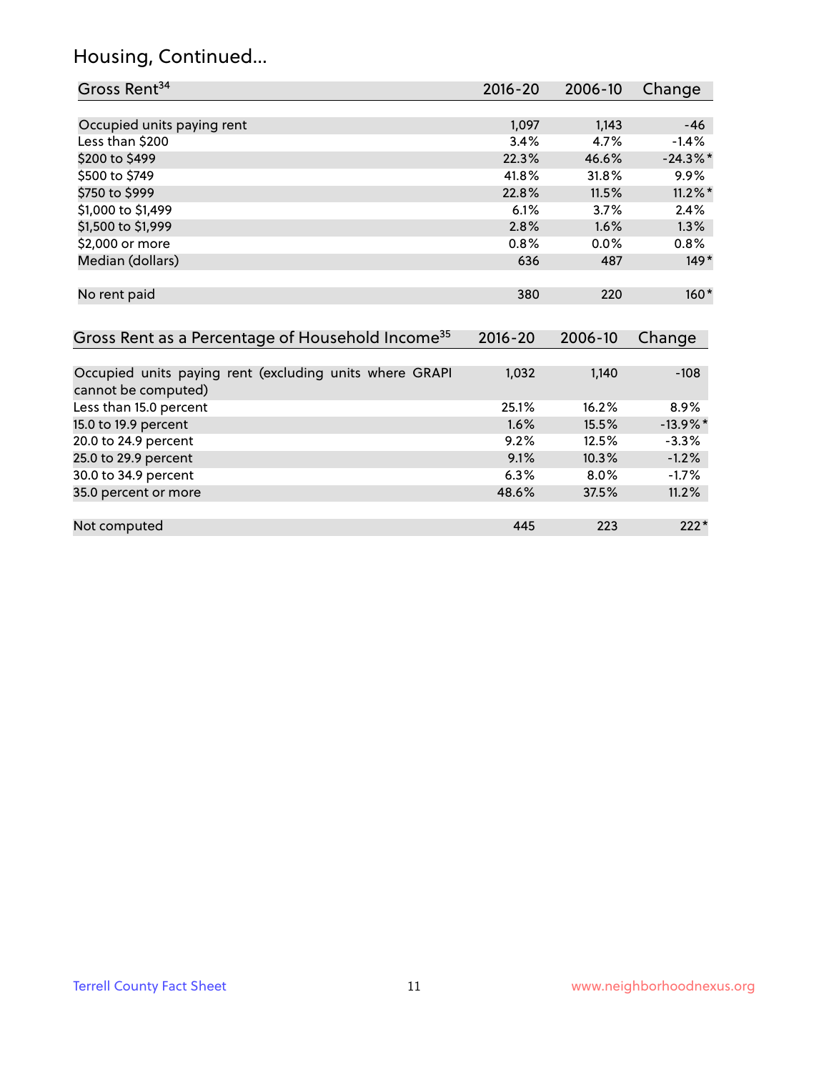## Housing, Continued...

| Gross Rent[34] | 2016-20 | 2006-10 | Change |
|---|---|---|---|
| Occupied units paying rent | 1,097 | 1,143 | -46 |
| Less than $200 | 3.4% | 4.7% | -1.4% |
| $200 to $499 | 22.3% | 46.6% | -24.3%* |
| $500 to $749 | 41.8% | 31.8% | 9.9% |
| $750 to $999 | 22.8% | 11.5% | 11.2%* |
| $1,000 to $1,499 | 6.1% | 3.7% | 2.4% |
| $1,500 to $1,999 | 2.8% | 1.6% | 1.3% |
| $2,000 or more | 0.8% | 0.0% | 0.8% |
| Median (dollars) | 636 | 487 | 149* |
| No rent paid | 380 | 220 | 160* |

| Gross Rent as a Percentage of Household Income[35] | 2016-20 | 2006-10 | Change |
|---|---|---|---|
| Occupied units paying rent (excluding units where GRAPI cannot be computed) | 1,032 | 1,140 | -108 |
| Less than 15.0 percent | 25.1% | 16.2% | 8.9% |
| 15.0 to 19.9 percent | 1.6% | 15.5% | -13.9%* |
| 20.0 to 24.9 percent | 9.2% | 12.5% | -3.3% |
| 25.0 to 29.9 percent | 9.1% | 10.3% | -1.2% |
| 30.0 to 34.9 percent | 6.3% | 8.0% | -1.7% |
| 35.0 percent or more | 48.6% | 37.5% | 11.2% |
| Not computed | 445 | 223 | 222* |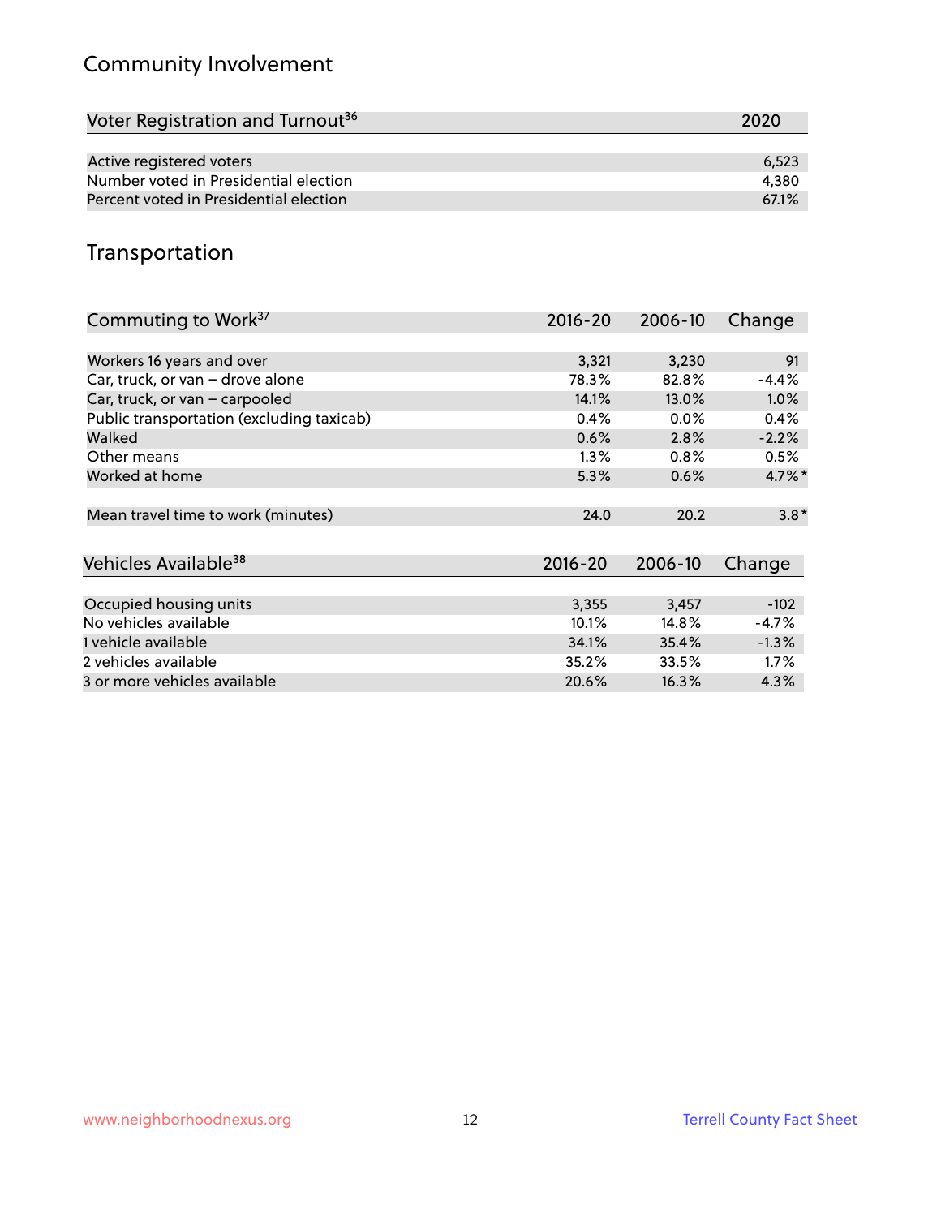## Community Involvement

| Voter Registration and Turnout[36] | 2020 |
|---|---|
| Active registered voters | 6,523 |
| Number voted in Presidential election | 4,380 |
| Percent voted in Presidential election | 67.1% |

## Transportation

| Commuting to Work[37] | 2016-20 | 2006-10 | Change |
|---|---|---|---|
| Workers 16 years and over | 3,321 | 3,230 | 91 |
| Car, truck, or van – drove alone | 78.3% | 82.8% | -4.4% |
| Car, truck, or van – carpooled | 14.1% | 13.0% | 1.0% |
| Public transportation (excluding taxicab) | 0.4% | 0.0% | 0.4% |
| Walked | 0.6% | 2.8% | -2.2% |
| Other means | 1.3% | 0.8% | 0.5% |
| Worked at home | 5.3% | 0.6% | 4.7%* |
| Mean travel time to work (minutes) | 24.0 | 20.2 | 3.8* |

| Vehicles Available[38] | 2016-20 | 2006-10 | Change |
|---|---|---|---|
| Occupied housing units | 3,355 | 3,457 | -102 |
| No vehicles available | 10.1% | 14.8% | -4.7% |
| 1 vehicle available | 34.1% | 35.4% | -1.3% |
| 2 vehicles available | 35.2% | 33.5% | 1.7% |
| 3 or more vehicles available | 20.6% | 16.3% | 4.3% |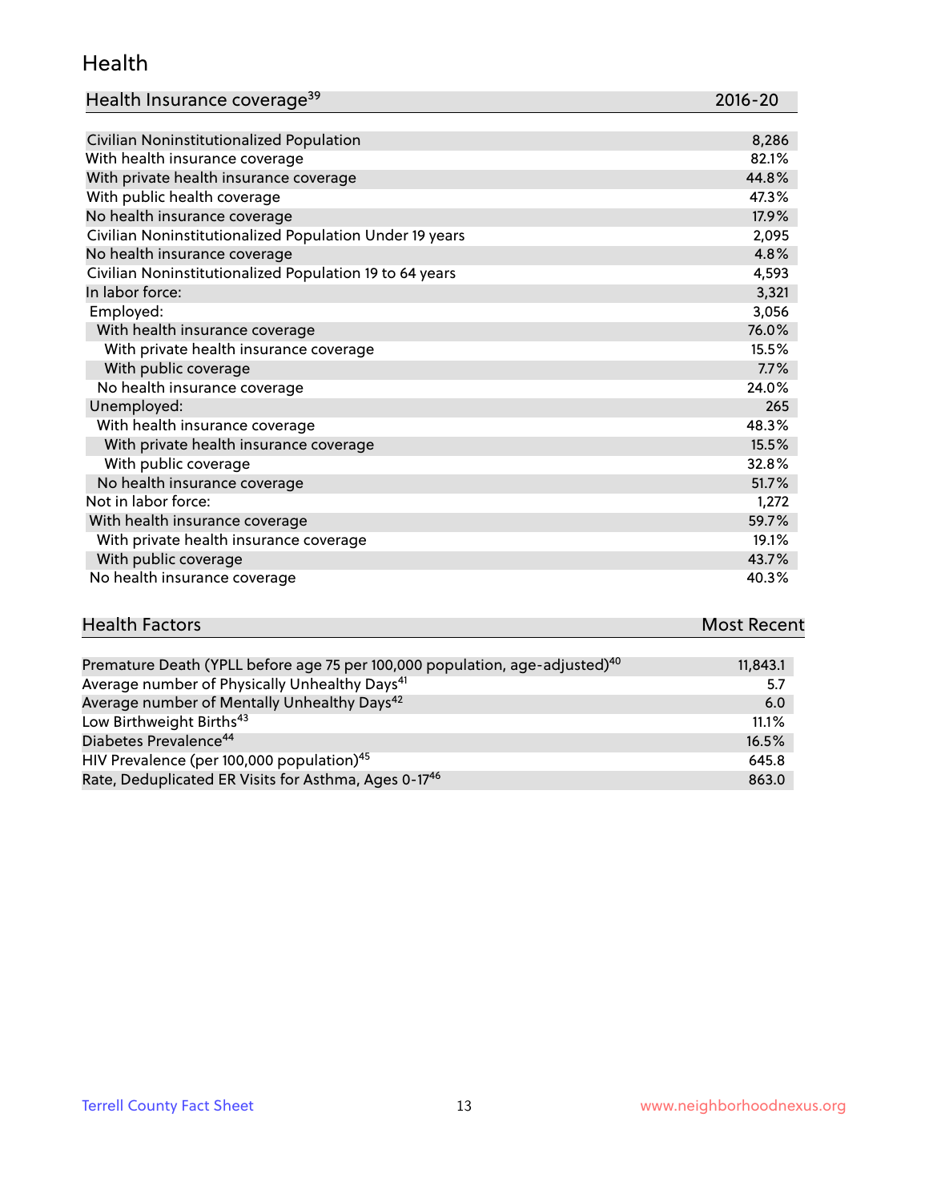## Health

| Health Insurance coverage[39] | 2016-20 |
| --- | --- |
| Civilian Noninstitutionalized Population | 8,286 |
| With health insurance coverage | 82.1% |
| With private health insurance coverage | 44.8% |
| With public health coverage | 47.3% |
| No health insurance coverage | 17.9% |
| Civilian Noninstitutionalized Population Under 19 years | 2,095 |
| No health insurance coverage | 4.8% |
| Civilian Noninstitutionalized Population 19 to 64 years | 4,593 |
| In labor force: | 3,321 |
| Employed: | 3,056 |
| With health insurance coverage | 76.0% |
| With private health insurance coverage | 15.5% |
| With public coverage | 7.7% |
| No health insurance coverage | 24.0% |
| Unemployed: | 265 |
| With health insurance coverage | 48.3% |
| With private health insurance coverage | 15.5% |
| With public coverage | 32.8% |
| No health insurance coverage | 51.7% |
| Not in labor force: | 1,272 |
| With health insurance coverage | 59.7% |
| With private health insurance coverage | 19.1% |
| With public coverage | 43.7% |
| No health insurance coverage | 40.3% |

| Health Factors | Most Recent |
| --- | --- |
| Premature Death (YPLL before age 75 per 100,000 population, age-adjusted)[40] | 11,843.1 |
| Average number of Physically Unhealthy Days[41] | 5.7 |
| Average number of Mentally Unhealthy Days[42] | 6.0 |
| Low Birthweight Births[43] | 11.1% |
| Diabetes Prevalence[44] | 16.5% |
| HIV Prevalence (per 100,000 population)[45] | 645.8 |
| Rate, Deduplicated ER Visits for Asthma, Ages 0-17[46] | 863.0 |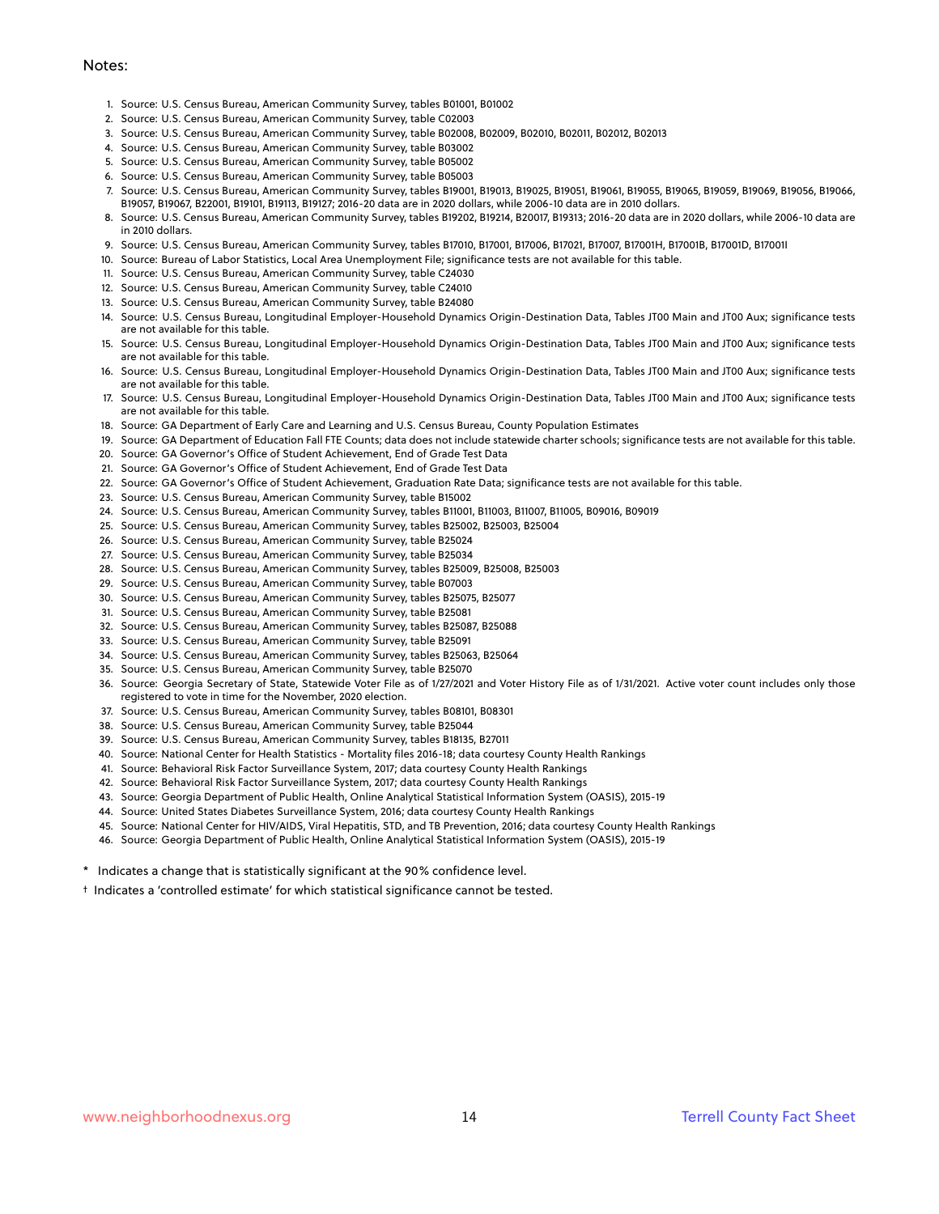Notes:

1. Source: U.S. Census Bureau, American Community Survey, tables B01001, B01002
2. Source: U.S. Census Bureau, American Community Survey, table C02003
3. Source: U.S. Census Bureau, American Community Survey, table B02008, B02009, B02010, B02011, B02012, B02013
4. Source: U.S. Census Bureau, American Community Survey, table B03002
5. Source: U.S. Census Bureau, American Community Survey, table B05002
6. Source: U.S. Census Bureau, American Community Survey, table B05003
7. Source: U.S. Census Bureau, American Community Survey, tables B19001, B19013, B19025, B19051, B19061, B19055, B19065, B19059, B19069, B19056, B19066, B19057, B19067, B22001, B19101, B19113, B19127; 2016-20 data are in 2020 dollars, while 2006-10 data are in 2010 dollars.
8. Source: U.S. Census Bureau, American Community Survey, tables B19202, B19214, B20017, B19313; 2016-20 data are in 2020 dollars, while 2006-10 data are in 2010 dollars.
9. Source: U.S. Census Bureau, American Community Survey, tables B17010, B17001, B17006, B17021, B17007, B17001H, B17001B, B17001D, B17001I
10. Source: Bureau of Labor Statistics, Local Area Unemployment File; significance tests are not available for this table.
11. Source: U.S. Census Bureau, American Community Survey, table C24030
12. Source: U.S. Census Bureau, American Community Survey, table C24010
13. Source: U.S. Census Bureau, American Community Survey, table B24080
14. Source: U.S. Census Bureau, Longitudinal Employer-Household Dynamics Origin-Destination Data, Tables JT00 Main and JT00 Aux; significance tests are not available for this table.
15. Source: U.S. Census Bureau, Longitudinal Employer-Household Dynamics Origin-Destination Data, Tables JT00 Main and JT00 Aux; significance tests are not available for this table.
16. Source: U.S. Census Bureau, Longitudinal Employer-Household Dynamics Origin-Destination Data, Tables JT00 Main and JT00 Aux; significance tests are not available for this table.
17. Source: U.S. Census Bureau, Longitudinal Employer-Household Dynamics Origin-Destination Data, Tables JT00 Main and JT00 Aux; significance tests are not available for this table.
18. Source: GA Department of Early Care and Learning and U.S. Census Bureau, County Population Estimates
19. Source: GA Department of Education Fall FTE Counts; data does not include statewide charter schools; significance tests are not available for this table.
20. Source: GA Governor's Office of Student Achievement, End of Grade Test Data
21. Source: GA Governor's Office of Student Achievement, End of Grade Test Data
22. Source: GA Governor's Office of Student Achievement, Graduation Rate Data; significance tests are not available for this table.
23. Source: U.S. Census Bureau, American Community Survey, table B15002
24. Source: U.S. Census Bureau, American Community Survey, tables B11001, B11003, B11007, B11005, B09016, B09019
25. Source: U.S. Census Bureau, American Community Survey, tables B25002, B25003, B25004
26. Source: U.S. Census Bureau, American Community Survey, table B25024
27. Source: U.S. Census Bureau, American Community Survey, table B25034
28. Source: U.S. Census Bureau, American Community Survey, tables B25009, B25008, B25003
29. Source: U.S. Census Bureau, American Community Survey, table B07003
30. Source: U.S. Census Bureau, American Community Survey, tables B25075, B25077
31. Source: U.S. Census Bureau, American Community Survey, table B25081
32. Source: U.S. Census Bureau, American Community Survey, tables B25087, B25088
33. Source: U.S. Census Bureau, American Community Survey, table B25091
34. Source: U.S. Census Bureau, American Community Survey, tables B25063, B25064
35. Source: U.S. Census Bureau, American Community Survey, table B25070
36. Source: Georgia Secretary of State, Statewide Voter File as of 1/27/2021 and Voter History File as of 1/31/2021. Active voter count includes only those registered to vote in time for the November, 2020 election.
37. Source: U.S. Census Bureau, American Community Survey, tables B08101, B08301
38. Source: U.S. Census Bureau, American Community Survey, table B25044
39. Source: U.S. Census Bureau, American Community Survey, tables B18135, B27011
40. Source: National Center for Health Statistics - Mortality files 2016-18; data courtesy County Health Rankings
41. Source: Behavioral Risk Factor Surveillance System, 2017; data courtesy County Health Rankings
42. Source: Behavioral Risk Factor Surveillance System, 2017; data courtesy County Health Rankings
43. Source: Georgia Department of Public Health, Online Analytical Statistical Information System (OASIS), 2015-19
44. Source: United States Diabetes Surveillance System, 2016; data courtesy County Health Rankings
45. Source: National Center for HIV/AIDS, Viral Hepatitis, STD, and TB Prevention, 2016; data courtesy County Health Rankings
46. Source: Georgia Department of Public Health, Online Analytical Statistical Information System (OASIS), 2015-19

\* Indicates a change that is statistically significant at the 90% confidence level.

† Indicates a 'controlled estimate' for which statistical significance cannot be tested.